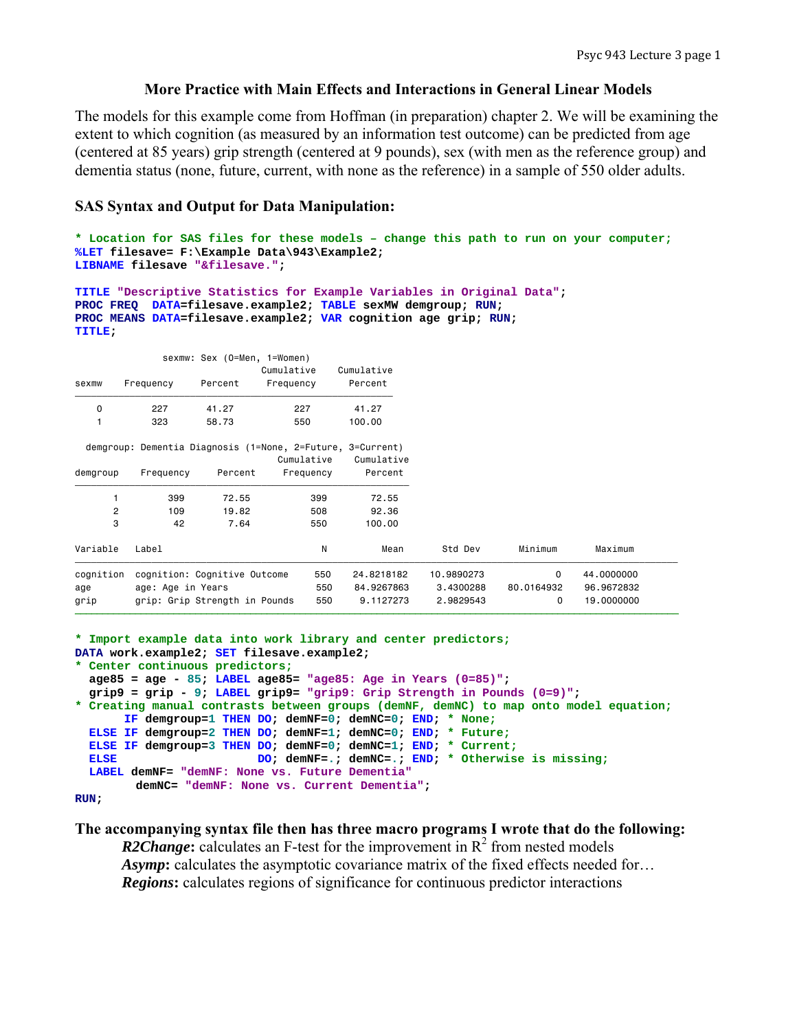## More Practice with Main Effects and Interactions in General Linear Models

The models for this example come from Hoffman (in preparation) chapter 2. We will be examining the extent to which cognition (as measured by an information test outcome) can be predicted from age (centered at 85 years) grip strength (centered at 9 pounds), sex (with men as the reference group) and dementia status (none, future, current, with none as the reference) in a sample of 550 older adults.

### SAS Syntax and Output for Data Manipulation:

```
* Location for SAS files for these models – change this path to run on your computer;
%LET filesave= F:\Example Data\943\Example2;
LIBNAME filesave "&filesave.";

TITLE "Descriptive Statistics for Example Variables in Original Data";
PROC FREQ  DATA=filesave.example2; TABLE sexMW demgroup; RUN;
PROC MEANS DATA=filesave.example2; VAR cognition age grip; RUN;
TITLE;
```

sexmw: Sex (0=Men, 1=Women)

| sexmw | Frequency | Percent | Cumulative Frequency | Cumulative Percent |
|---|---|---|---|---|
| 0 | 227 | 41.27 | 227 | 41.27 |
| 1 | 323 | 58.73 | 550 | 100.00 |

demgroup: Dementia Diagnosis (1=None, 2=Future, 3=Current)

| demgroup | Frequency | Percent | Cumulative Frequency | Cumulative Percent |
|---|---|---|---|---|
| 1 | 399 | 72.55 | 399 | 72.55 |
| 2 | 109 | 19.82 | 508 | 92.36 |
| 3 | 42 | 7.64 | 550 | 100.00 |

| Variable | Label | N | Mean | Std Dev | Minimum | Maximum |
|---|---|---|---|---|---|---|
| cognition | cognition: Cognitive Outcome | 550 | 24.8218182 | 10.9890273 | 0 | 44.0000000 |
| age | age: Age in Years | 550 | 84.9267863 | 3.4300288 | 80.0164932 | 96.9672832 |
| grip | grip: Grip Strength in Pounds | 550 | 9.1127273 | 2.9829543 | 0 | 19.0000000 |

```
* Import example data into work library and center predictors;
DATA work.example2; SET filesave.example2;
* Center continuous predictors;
  age85 = age - 85; LABEL age85= "age85: Age in Years (0=85)";
  grip9 = grip - 9; LABEL grip9= "grip9: Grip Strength in Pounds (0=9)";
* Creating manual contrasts between groups (demNF, demNC) to map onto model equation;
       IF demgroup=1 THEN DO; demNF=0; demNC=0; END; * None;
  ELSE IF demgroup=2 THEN DO; demNF=1; demNC=0; END; * Future;
  ELSE IF demgroup=3 THEN DO; demNF=0; demNC=1; END; * Current;
  ELSE                    DO; demNF=.; demNC=.; END; * Otherwise is missing;
  LABEL demNF= "demNF: None vs. Future Dementia"
        demNC= "demNF: None vs. Current Dementia";
RUN;
```

**The accompanying syntax file then has three macro programs I wrote that do the following:**

***R2Change*:** calculates an F-test for the improvement in $R^2$ from nested models
***Asymp*:** calculates the asymptotic covariance matrix of the fixed effects needed for…
***Regions*:** calculates regions of significance for continuous predictor interactions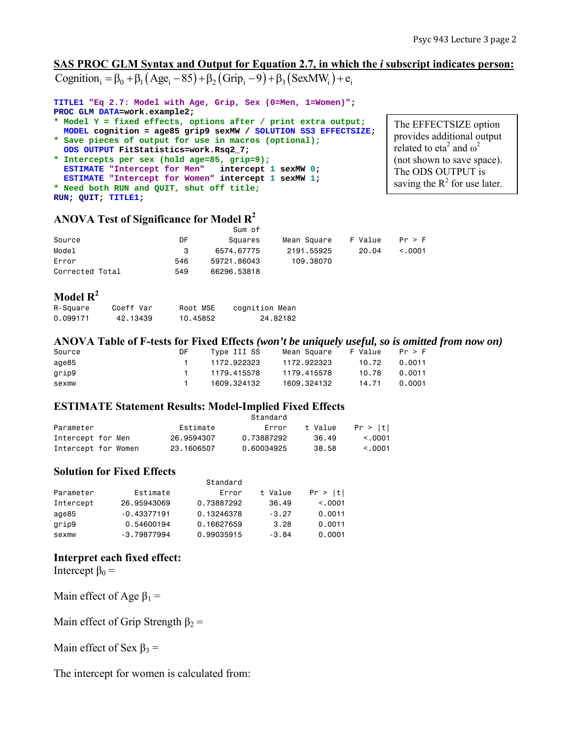## SAS PROC GLM Syntax and Output for Equation 2.7, in which the *i* subscript indicates person:

$$\text{Cognition}_i = \beta_0 + \beta_1\left(\text{Age}_i - 85\right) + \beta_2\left(\text{Grip}_i - 9\right) + \beta_3\left(\text{SexMW}_i\right) + e_i$$

```
TITLE1 "Eq 2.7: Model with Age, Grip, Sex (0=Men, 1=Women)";
PROC GLM DATA=work.example2;
* Model Y = fixed effects, options after / print extra output;
  MODEL cognition = age85 grip9 sexMW / SOLUTION SS3 EFFECTSIZE;
* Save pieces of output for use in macros (optional);
  ODS OUTPUT FitStatistics=work.Rsq2_7;
* Intercepts per sex (hold age=85, grip=9);
  ESTIMATE "Intercept for Men"   intercept 1 sexMW 0;
  ESTIMATE "Intercept for Women" intercept 1 sexMW 1;
* Need both RUN and QUIT, shut off title;
RUN; QUIT; TITLE1;
```

The EFFECTSIZE option provides additional output related to eta$^2$ and $\omega^2$ (not shown to save space). The ODS OUTPUT is saving the $R^2$ for use later.

### ANOVA Test of Significance for Model $R^2$

| Source | DF | Sum of Squares | Mean Square | F Value | Pr > F |
|---|---|---|---|---|---|
| Model | 3 | 6574.67775 | 2191.55925 | 20.04 | <.0001 |
| Error | 546 | 59721.86043 | 109.38070 | | |
| Corrected Total | 549 | 66296.53818 | | | |

### Model $R^2$

| R-Square | Coeff Var | Root MSE | cognition Mean |
|---|---|---|---|
| 0.099171 | 42.13439 | 10.45852 | 24.82182 |

### ANOVA Table of F-tests for Fixed Effects *(won't be uniquely useful, so is omitted from now on)*

| Source | DF | Type III SS | Mean Square | F Value | Pr > F |
|---|---|---|---|---|---|
| age85 | 1 | 1172.922323 | 1172.922323 | 10.72 | 0.0011 |
| grip9 | 1 | 1179.415578 | 1179.415578 | 10.78 | 0.0011 |
| sexmw | 1 | 1609.324132 | 1609.324132 | 14.71 | 0.0001 |

### ESTIMATE Statement Results: Model-Implied Fixed Effects

| Parameter | Estimate | Standard Error | t Value | Pr > \|t\| |
|---|---|---|---|---|
| Intercept for Men | 26.9594307 | 0.73887292 | 36.49 | <.0001 |
| Intercept for Women | 23.1606507 | 0.60034925 | 38.58 | <.0001 |

### Solution for Fixed Effects

| Parameter | Estimate | Standard Error | t Value | Pr > \|t\| |
|---|---|---|---|---|
| Intercept | 26.95943069 | 0.73887292 | 36.49 | <.0001 |
| age85 | -0.43377191 | 0.13246378 | -3.27 | 0.0011 |
| grip9 | 0.54600194 | 0.16627659 | 3.28 | 0.0011 |
| sexmw | -3.79877994 | 0.99035915 | -3.84 | 0.0001 |

### Interpret each fixed effect:

Intercept $\beta_0$ =

Main effect of Age $\beta_1$ =

Main effect of Grip Strength $\beta_2$ =

Main effect of Sex $\beta_3$ =

The intercept for women is calculated from: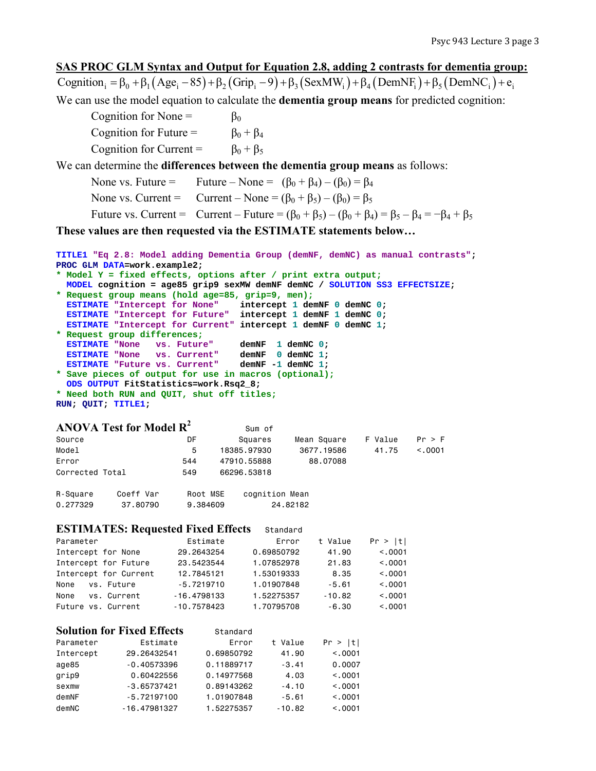## SAS PROC GLM Syntax and Output for Equation 2.8, adding 2 contrasts for dementia group:

$$\text{Cognition}_i = \beta_0 + \beta_1\left(\text{Age}_i - 85\right) + \beta_2\left(\text{Grip}_i - 9\right) + \beta_3\left(\text{SexMW}_i\right) + \beta_4\left(\text{DemNF}_i\right) + \beta_5\left(\text{DemNC}_i\right) + e_i$$

We can use the model equation to calculate the **dementia group means** for predicted cognition:

- Cognition for None = $\beta_0$
- Cognition for Future = $\beta_0 + \beta_4$
- Cognition for Current = $\beta_0 + \beta_5$

We can determine the **differences between the dementia group means** as follows:

- None vs. Future = Future – None = $(\beta_0 + \beta_4) - (\beta_0) = \beta_4$
- None vs. Current = Current – None = $(\beta_0 + \beta_5) - (\beta_0) = \beta_5$
- Future vs. Current = Current – Future = $(\beta_0 + \beta_5) - (\beta_0 + \beta_4) = \beta_5 - \beta_4 = -\beta_4 + \beta_5$

**These values are then requested via the ESTIMATE statements below…**

```
TITLE1 "Eq 2.8: Model adding Dementia Group (demNF, demNC) as manual contrasts";
PROC GLM DATA=work.example2;
* Model Y = fixed effects, options after / print extra output;
  MODEL cognition = age85 grip9 sexMW demNF demNC / SOLUTION SS3 EFFECTSIZE;
* Request group means (hold age=85, grip=9, men);
  ESTIMATE "Intercept for None"    intercept 1 demNF 0 demNC 0;
  ESTIMATE "Intercept for Future"  intercept 1 demNF 1 demNC 0;
  ESTIMATE "Intercept for Current" intercept 1 demNF 0 demNC 1;
* Request group differences;
  ESTIMATE "None   vs. Future"     demNF  1 demNC 0;
  ESTIMATE "None   vs. Current"    demNF  0 demNC 1;
  ESTIMATE "Future vs. Current"    demNF -1 demNC 1;
* Save pieces of output for use in macros (optional);
  ODS OUTPUT FitStatistics=work.Rsq2_8;
* Need both RUN and QUIT, shut off titles;
RUN; QUIT; TITLE1;
```

### ANOVA Test for Model $R^2$

| Source | DF | Sum of Squares | Mean Square | F Value | Pr > F |
|---|---|---|---|---|---|
| Model | 5 | 18385.97930 | 3677.19586 | 41.75 | <.0001 |
| Error | 544 | 47910.55888 | 88.07088 | | |
| Corrected Total | 549 | 66296.53818 | | | |

| R-Square | Coeff Var | Root MSE | cognition Mean |
|---|---|---|---|
| 0.277329 | 37.80790 | 9.384609 | 24.82182 |

### ESTIMATES: Requested Fixed Effects

| Parameter | Estimate | Standard Error | t Value | Pr > \|t\| |
|---|---|---|---|---|
| Intercept for None | 29.2643254 | 0.69850792 | 41.90 | <.0001 |
| Intercept for Future | 23.5423544 | 1.07852978 | 21.83 | <.0001 |
| Intercept for Current | 12.7845121 | 1.53019333 | 8.35 | <.0001 |
| None vs. Future | -5.7219710 | 1.01907848 | -5.61 | <.0001 |
| None vs. Current | -16.4798133 | 1.52275357 | -10.82 | <.0001 |
| Future vs. Current | -10.7578423 | 1.70795708 | -6.30 | <.0001 |

### Solution for Fixed Effects

| Parameter | Estimate | Standard Error | t Value | Pr > \|t\| |
|---|---|---|---|---|
| Intercept | 29.26432541 | 0.69850792 | 41.90 | <.0001 |
| age85 | -0.40573396 | 0.11889717 | -3.41 | 0.0007 |
| grip9 | 0.60422556 | 0.14977568 | 4.03 | <.0001 |
| sexmw | -3.65737421 | 0.89143262 | -4.10 | <.0001 |
| demNF | -5.72197100 | 1.01907848 | -5.61 | <.0001 |
| demNC | -16.47981327 | 1.52275357 | -10.82 | <.0001 |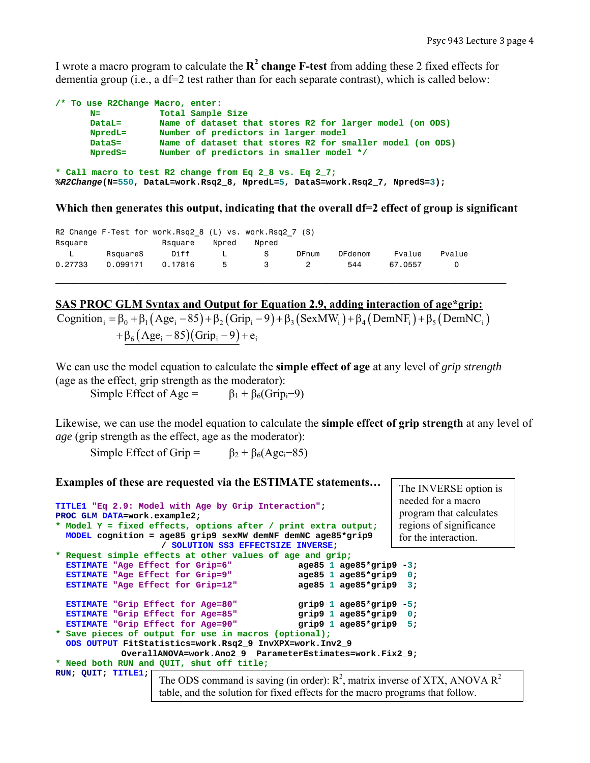I wrote a macro program to calculate the $R^2$ **change F-test** from adding these 2 fixed effects for dementia group (i.e., a df=2 test rather than for each separate contrast), which is called below:

```
/* To use R2Change Macro, enter:
      N=          Total Sample Size
      DataL=      Name of dataset that stores R2 for larger model (on ODS)
      NpredL=     Number of predictors in larger model
      DataS=      Name of dataset that stores R2 for smaller model (on ODS)
      NpredS=     Number of predictors in smaller model */

* Call macro to test R2 change from Eq 2_8 vs. Eq 2_7;
%R2Change(N=550, DataL=work.Rsq2_8, NpredL=5, DataS=work.Rsq2_7, NpredS=3);
```

**Which then generates this output, indicating that the overall df=2 effect of group is significant**

```
R2 Change F-Test for work.Rsq2_8 (L) vs. work.Rsq2_7 (S)
Rsquare              Rsquare    Npred    Npred
   L       RsquareS    Diff       L        S      DFnum    DFdenom    Fvalue    Pvalue
0.27733    0.099171   0.17816     5        3        2        544      67.0557     0
```

---

**SAS PROC GLM Syntax and Output for Equation 2.9, adding interaction of age*grip:**

$$\text{Cognition}_i = \beta_0 + \beta_1(\text{Age}_i - 85) + \beta_2(\text{Grip}_i - 9) + \beta_3(\text{SexMW}_i) + \beta_4(\text{DemNF}_i) + \beta_5(\text{DemNC}_i) + \underline{\beta_6(\text{Age}_i - 85)(\text{Grip}_i - 9)} + e_i$$

We can use the model equation to calculate the **simple effect of age** at any level of *grip strength* (age as the effect, grip strength as the moderator):

Simple Effect of Age = $\beta_1 + \beta_6(\text{Grip}_i - 9)$

Likewise, we can use the model equation to calculate the **simple effect of grip strength** at any level of *age* (grip strength as the effect, age as the moderator):

Simple Effect of Grip = $\beta_2 + \beta_6(\text{Age}_i - 85)$

**Examples of these are requested via the ESTIMATE statements…**

```
TITLE1 "Eq 2.9: Model with Age by Grip Interaction";
PROC GLM DATA=work.example2;
* Model Y = fixed effects, options after / print extra output;
  MODEL cognition = age85 grip9 sexMW demNF demNC age85*grip9
                    / SOLUTION SS3 EFFECTSIZE INVERSE;
* Request simple effects at other values of age and grip;
  ESTIMATE "Age Effect for Grip=6"          age85 1 age85*grip9 -3;
  ESTIMATE "Age Effect for Grip=9"          age85 1 age85*grip9  0;
  ESTIMATE "Age Effect for Grip=12"         age85 1 age85*grip9  3;

  ESTIMATE "Grip Effect for Age=80"         grip9 1 age85*grip9 -5;
  ESTIMATE "Grip Effect for Age=85"         grip9 1 age85*grip9  0;
  ESTIMATE "Grip Effect for Age=90"         grip9 1 age85*grip9  5;
* Save pieces of output for use in macros (optional);
  ODS OUTPUT FitStatistics=work.Rsq2_9 InvXPX=work.Inv2_9
             OverallANOVA=work.Ano2_9  ParameterEstimates=work.Fix2_9;
* Need both RUN and QUIT, shut off title;
RUN; QUIT; TITLE1;
```

The INVERSE option is needed for a macro program that calculates regions of significance for the interaction.

The ODS command is saving (in order): $R^2$, matrix inverse of XTX, ANOVA $R^2$ table, and the solution for fixed effects for the macro programs that follow.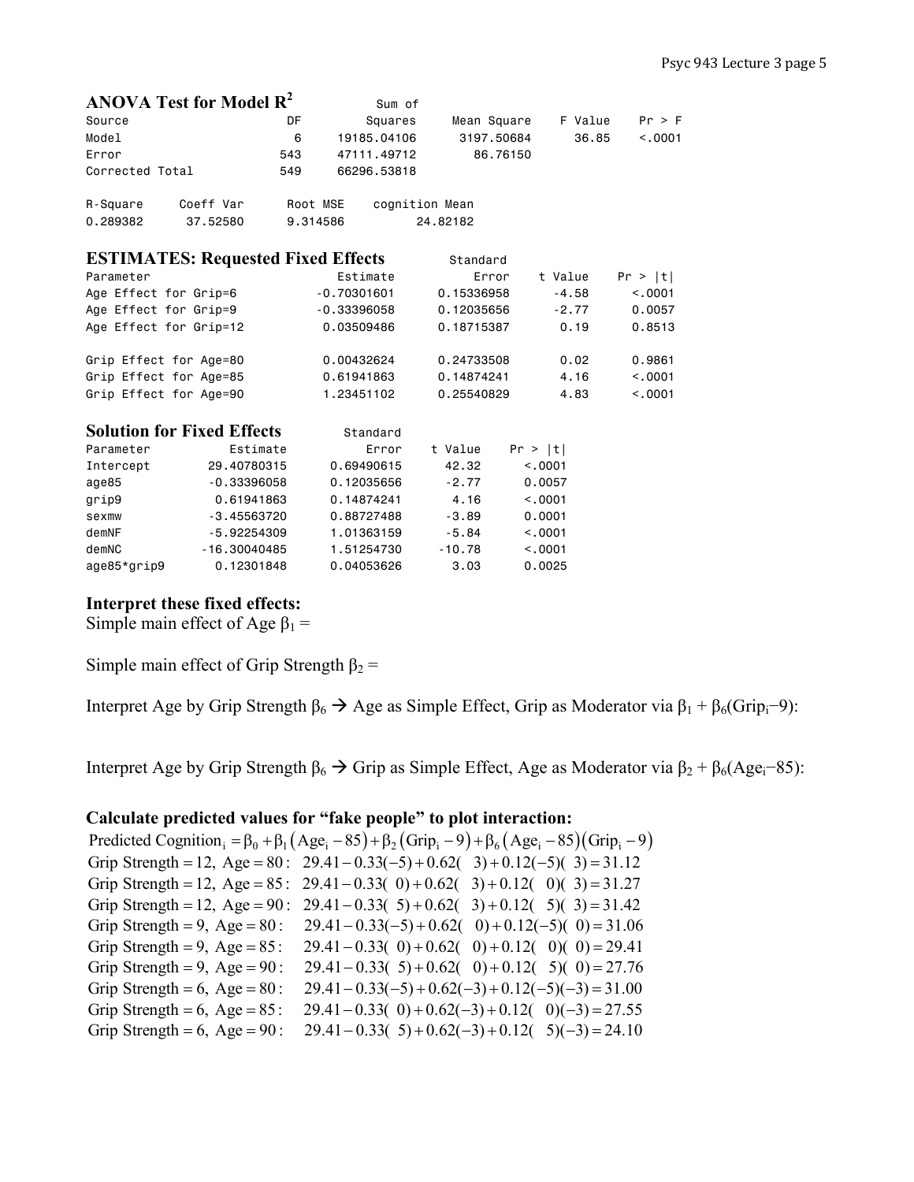### ANOVA Test for Model $R^2$

| Source | DF | Sum of Squares | Mean Square | F Value | Pr > F |
|---|---|---|---|---|---|
| Model | 6 | 19185.04106 | 3197.50684 | 36.85 | <.0001 |
| Error | 543 | 47111.49712 | 86.76150 | | |
| Corrected Total | 549 | 66296.53818 | | | |

| R-Square | Coeff Var | Root MSE | cognition Mean |
|---|---|---|---|
| 0.289382 | 37.52580 | 9.314586 | 24.82182 |

### ESTIMATES: Requested Fixed Effects

| Parameter | Estimate | Standard Error | t Value | Pr > \|t\| |
|---|---|---|---|---|
| Age Effect for Grip=6 | -0.70301601 | 0.15336958 | -4.58 | <.0001 |
| Age Effect for Grip=9 | -0.33396058 | 0.12035656 | -2.77 | 0.0057 |
| Age Effect for Grip=12 | 0.03509486 | 0.18715387 | 0.19 | 0.8513 |
| Grip Effect for Age=80 | 0.00432624 | 0.24733508 | 0.02 | 0.9861 |
| Grip Effect for Age=85 | 0.61941863 | 0.14874241 | 4.16 | <.0001 |
| Grip Effect for Age=90 | 1.23451102 | 0.25540829 | 4.83 | <.0001 |

### Solution for Fixed Effects

| Parameter | Estimate | Standard Error | t Value | Pr > \|t\| |
|---|---|---|---|---|
| Intercept | 29.40780315 | 0.69490615 | 42.32 | <.0001 |
| age85 | -0.33396058 | 0.12035656 | -2.77 | 0.0057 |
| grip9 | 0.61941863 | 0.14874241 | 4.16 | <.0001 |
| sexmw | -3.45563720 | 0.88727488 | -3.89 | 0.0001 |
| demNF | -5.92254309 | 1.01363159 | -5.84 | <.0001 |
| demNC | -16.30040485 | 1.51254730 | -10.78 | <.0001 |
| age85*grip9 | 0.12301848 | 0.04053626 | 3.03 | 0.0025 |

### Interpret these fixed effects:

Simple main effect of Age $\beta_1$ =

Simple main effect of Grip Strength $\beta_2$ =

Interpret Age by Grip Strength $\beta_6$ → Age as Simple Effect, Grip as Moderator via $\beta_1 + \beta_6(\text{Grip}_i - 9)$:

Interpret Age by Grip Strength $\beta_6$ → Grip as Simple Effect, Age as Moderator via $\beta_2 + \beta_6(\text{Age}_i - 85)$:

### Calculate predicted values for "fake people" to plot interaction:

$$\text{Predicted Cognition}_i = \beta_0 + \beta_1(\text{Age}_i - 85) + \beta_2(\text{Grip}_i - 9) + \beta_6(\text{Age}_i - 85)(\text{Grip}_i - 9)$$

$\text{Grip Strength} = 12,\ \text{Age} = 80: \quad 29.41 - 0.33(-5) + 0.62(3) + 0.12(-5)(3) = 31.12$

$\text{Grip Strength} = 12,\ \text{Age} = 85: \quad 29.41 - 0.33(0) + 0.62(3) + 0.12(0)(3) = 31.27$

$\text{Grip Strength} = 12,\ \text{Age} = 90: \quad 29.41 - 0.33(5) + 0.62(3) + 0.12(5)(3) = 31.42$

$\text{Grip Strength} = 9,\ \text{Age} = 80: \quad 29.41 - 0.33(-5) + 0.62(0) + 0.12(-5)(0) = 31.06$

$\text{Grip Strength} = 9,\ \text{Age} = 85: \quad 29.41 - 0.33(0) + 0.62(0) + 0.12(0)(0) = 29.41$

$\text{Grip Strength} = 9,\ \text{Age} = 90: \quad 29.41 - 0.33(5) + 0.62(0) + 0.12(5)(0) = 27.76$

$\text{Grip Strength} = 6,\ \text{Age} = 80: \quad 29.41 - 0.33(-5) + 0.62(-3) + 0.12(-5)(-3) = 31.00$

$\text{Grip Strength} = 6,\ \text{Age} = 85: \quad 29.41 - 0.33(0) + 0.62(-3) + 0.12(0)(-3) = 27.55$

$\text{Grip Strength} = 6,\ \text{Age} = 90: \quad 29.41 - 0.33(5) + 0.62(-3) + 0.12(5)(-3) = 24.10$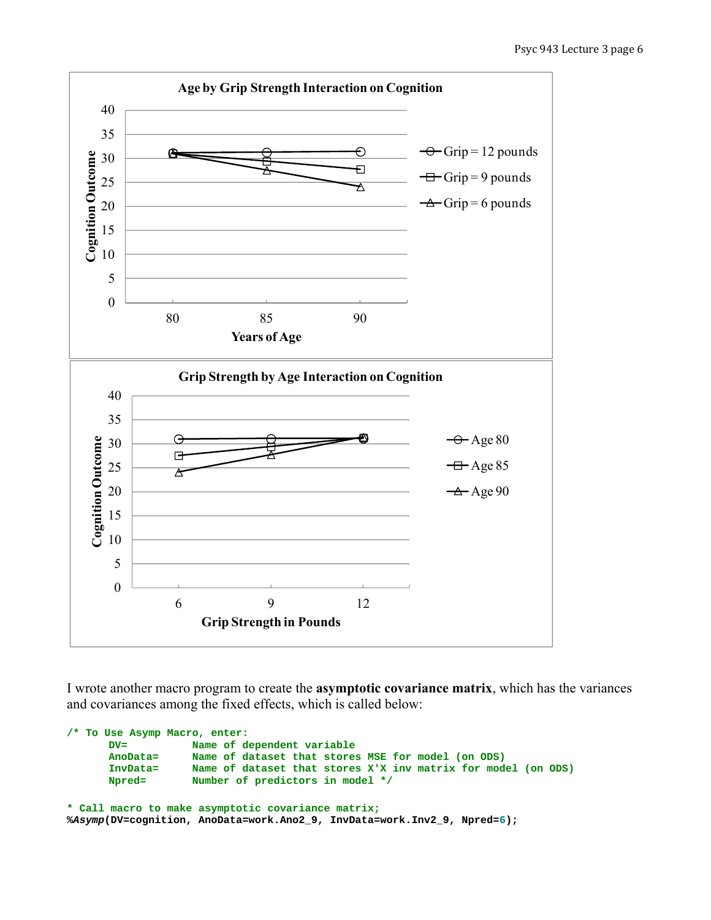**Age by Grip Strength Interaction on Cognition**

**Grip Strength by Age Interaction on Cognition**

I wrote another macro program to create the **asymptotic covariance matrix**, which has the variances and covariances among the fixed effects, which is called below:

```
/* To Use Asymp Macro, enter:
       DV=           Name of dependent variable
       AnoData=      Name of dataset that stores MSE for model (on ODS)
       InvData=      Name of dataset that stores X'X inv matrix for model (on ODS)
       Npred=        Number of predictors in model */

* Call macro to make asymptotic covariance matrix;
%Asymp(DV=cognition, AnoData=work.Ano2_9, InvData=work.Inv2_9, Npred=6);
```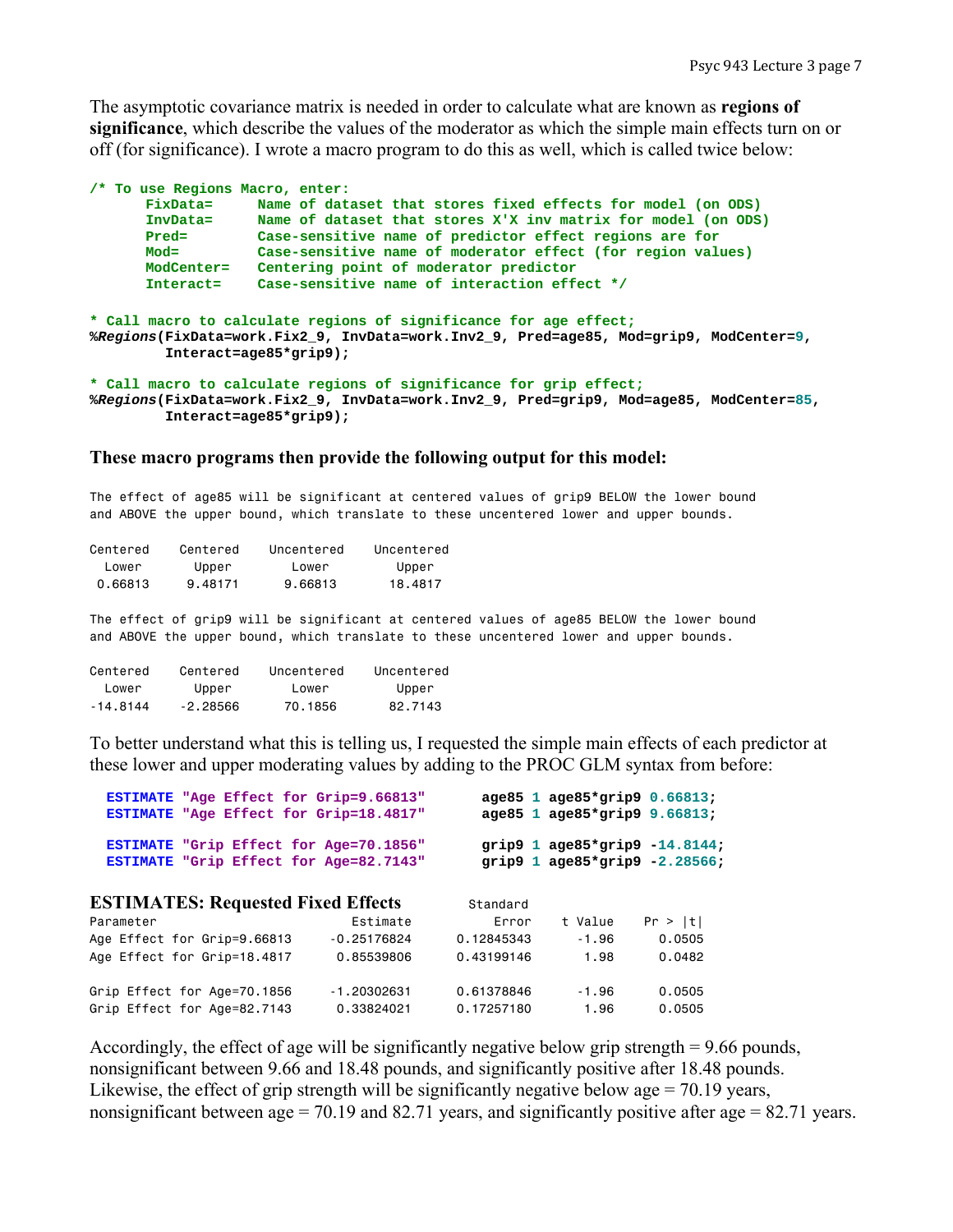The asymptotic covariance matrix is needed in order to calculate what are known as **regions of significance**, which describe the values of the moderator as which the simple main effects turn on or off (for significance). I wrote a macro program to do this as well, which is called twice below:

```
/* To use Regions Macro, enter:
      FixData=     Name of dataset that stores fixed effects for model (on ODS)
      InvData=     Name of dataset that stores X'X inv matrix for model (on ODS)
      Pred=        Case-sensitive name of predictor effect regions are for
      Mod=         Case-sensitive name of moderator effect (for region values)
      ModCenter=   Centering point of moderator predictor
      Interact=    Case-sensitive name of interaction effect */

* Call macro to calculate regions of significance for age effect;
%Regions(FixData=work.Fix2_9, InvData=work.Inv2_9, Pred=age85, Mod=grip9, ModCenter=9,
        Interact=age85*grip9);

* Call macro to calculate regions of significance for grip effect;
%Regions(FixData=work.Fix2_9, InvData=work.Inv2_9, Pred=grip9, Mod=age85, ModCenter=85,
        Interact=age85*grip9);
```

### These macro programs then provide the following output for this model:

```
The effect of age85 will be significant at centered values of grip9 BELOW the lower bound
and ABOVE the upper bound, which translate to these uncentered lower and upper bounds.

Centered    Centered    Uncentered    Uncentered
  Lower       Upper        Lower         Upper
 0.66813     9.48171      9.66813       18.4817

The effect of grip9 will be significant at centered values of age85 BELOW the lower bound
and ABOVE the upper bound, which translate to these uncentered lower and upper bounds.

Centered    Centered    Uncentered    Uncentered
  Lower       Upper        Lower         Upper
-14.8144    -2.28566      70.1856       82.7143
```

To better understand what this is telling us, I requested the simple main effects of each predictor at these lower and upper moderating values by adding to the PROC GLM syntax from before:

```
ESTIMATE "Age Effect for Grip=9.66813"     age85 1 age85*grip9 0.66813;
ESTIMATE "Age Effect for Grip=18.4817"     age85 1 age85*grip9 9.66813;

ESTIMATE "Grip Effect for Age=70.1856"     grip9 1 age85*grip9 -14.8144;
ESTIMATE "Grip Effect for Age=82.7143"     grip9 1 age85*grip9 -2.28566;
```

**ESTIMATES: Requested Fixed Effects**

| Parameter | Estimate | Standard Error | t Value | Pr > \|t\| |
|---|---|---|---|---|
| Age Effect for Grip=9.66813 | -0.25176824 | 0.12845343 | -1.96 | 0.0505 |
| Age Effect for Grip=18.4817 | 0.85539806 | 0.43199146 | 1.98 | 0.0482 |
| Grip Effect for Age=70.1856 | -1.20302631 | 0.61378846 | -1.96 | 0.0505 |
| Grip Effect for Age=82.7143 | 0.33824021 | 0.17257180 | 1.96 | 0.0505 |

Accordingly, the effect of age will be significantly negative below grip strength = 9.66 pounds, nonsignificant between 9.66 and 18.48 pounds, and significantly positive after 18.48 pounds. Likewise, the effect of grip strength will be significantly negative below age = 70.19 years, nonsignificant between age = 70.19 and 82.71 years, and significantly positive after age = 82.71 years.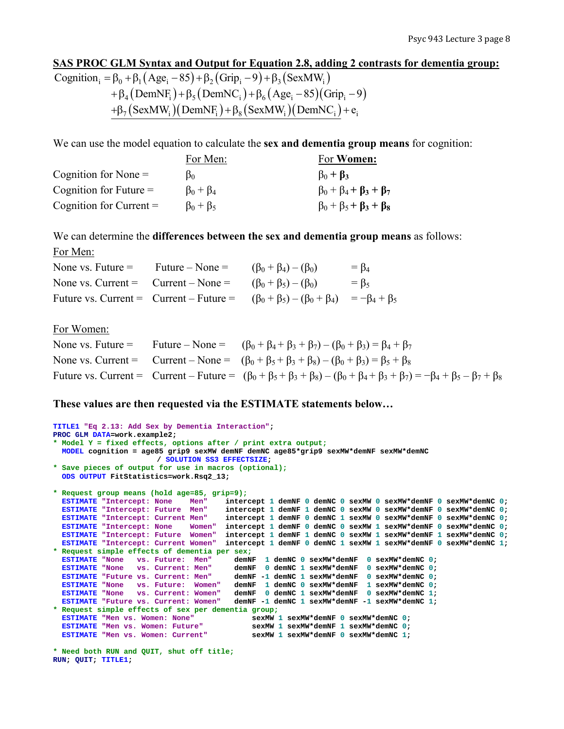## SAS PROC GLM Syntax and Output for Equation 2.8, adding 2 contrasts for dementia group:

$$
\begin{aligned}
\text{Cognition}_i = {} & \beta_0 + \beta_1\left(\text{Age}_i - 85\right) + \beta_2\left(\text{Grip}_i - 9\right) + \beta_3\left(\text{SexMW}_i\right) \\
& + \beta_4\left(\text{DemNF}_i\right) + \beta_5\left(\text{DemNC}_i\right) + \beta_6\left(\text{Age}_i - 85\right)\left(\text{Grip}_i - 9\right) \\
& \underline{+ \beta_7\left(\text{SexMW}_i\right)\left(\text{DemNF}_i\right) + \beta_8\left(\text{SexMW}_i\right)\left(\text{DemNC}_i\right)} + e_i
\end{aligned}
$$

We can use the model equation to calculate the **sex and dementia group means** for cognition:

| | For Men: | For **Women:** |
|---|---|---|
| Cognition for None = | $\beta_0$ | $\beta_0 + \boldsymbol{\beta_3}$ |
| Cognition for Future = | $\beta_0 + \beta_4$ | $\beta_0 + \beta_4 + \boldsymbol{\beta_3 + \beta_7}$ |
| Cognition for Current = | $\beta_0 + \beta_5$ | $\beta_0 + \beta_5 + \boldsymbol{\beta_3 + \beta_8}$ |

We can determine the **differences between the sex and dementia group means** as follows:

For Men:

| | | | |
|---|---|---|---|
| None vs. Future = | Future – None = | $(\beta_0 + \beta_4) - (\beta_0)$ | $= \beta_4$ |
| None vs. Current = | Current – None = | $(\beta_0 + \beta_5) - (\beta_0)$ | $= \beta_5$ |
| Future vs. Current = | Current – Future = | $(\beta_0 + \beta_5) - (\beta_0 + \beta_4)$ | $= -\beta_4 + \beta_5$ |

For Women:

| | | |
|---|---|---|
| None vs. Future = | Future – None = | $(\beta_0 + \beta_4 + \beta_3 + \beta_7) - (\beta_0 + \beta_3) = \beta_4 + \beta_7$ |
| None vs. Current = | Current – None = | $(\beta_0 + \beta_5 + \beta_3 + \beta_8) - (\beta_0 + \beta_3) = \beta_5 + \beta_8$ |
| Future vs. Current = | Current – Future = | $(\beta_0 + \beta_5 + \beta_3 + \beta_8) - (\beta_0 + \beta_4 + \beta_3 + \beta_7) = -\beta_4 + \beta_5 - \beta_7 + \beta_8$ |

**These values are then requested via the ESTIMATE statements below…**

```
TITLE1 "Eq 2.13: Add Sex by Dementia Interaction";
PROC GLM DATA=work.example2;
* Model Y = fixed effects, options after / print extra output;
  MODEL cognition = age85 grip9 sexMW demNF demNC age85*grip9 sexMW*demNF sexMW*demNC
                    / SOLUTION SS3 EFFECTSIZE;
* Save pieces of output for use in macros (optional);
  ODS OUTPUT FitStatistics=work.Rsq2_13;

* Request group means (hold age=85, grip=9);
  ESTIMATE "Intercept: None    Men"    intercept 1 demNF 0 demNC 0 sexMW 0 sexMW*demNF 0 sexMW*demNC 0;
  ESTIMATE "Intercept: Future  Men"    intercept 1 demNF 1 demNC 0 sexMW 0 sexMW*demNF 0 sexMW*demNC 0;
  ESTIMATE "Intercept: Current Men"    intercept 1 demNF 0 demNC 1 sexMW 0 sexMW*demNF 0 sexMW*demNC 0;
  ESTIMATE "Intercept: None    Women"  intercept 1 demNF 0 demNC 0 sexMW 1 sexMW*demNF 0 sexMW*demNC 0;
  ESTIMATE "Intercept: Future  Women"  intercept 1 demNF 1 demNC 0 sexMW 1 sexMW*demNF 1 sexMW*demNC 0;
  ESTIMATE "Intercept: Current Women"  intercept 1 demNF 0 demNC 1 sexMW 1 sexMW*demNF 0 sexMW*demNC 1;
* Request simple effects of dementia per sex;
  ESTIMATE "None   vs. Future:  Men"     demNF  1 demNC 0 sexMW*demNF  0 sexMW*demNC 0;
  ESTIMATE "None   vs. Current: Men"     demNF  0 demNC 1 sexMW*demNF  0 sexMW*demNC 0;
  ESTIMATE "Future vs. Current: Men"     demNF -1 demNC 1 sexMW*demNF  0 sexMW*demNC 0;
  ESTIMATE "None   vs. Future:  Women"   demNF  1 demNC 0 sexMW*demNF  1 sexMW*demNC 0;
  ESTIMATE "None   vs. Current: Women"   demNF  0 demNC 1 sexMW*demNF  0 sexMW*demNC 1;
  ESTIMATE "Future vs. Current: Women"   demNF -1 demNC 1 sexMW*demNF -1 sexMW*demNC 1;
* Request simple effects of sex per dementia group;
  ESTIMATE "Men vs. Women: None"             sexMW 1 sexMW*demNF 0 sexMW*demNC 0;
  ESTIMATE "Men vs. Women: Future"           sexMW 1 sexMW*demNF 1 sexMW*demNC 0;
  ESTIMATE "Men vs. Women: Current"          sexMW 1 sexMW*demNF 0 sexMW*demNC 1;

* Need both RUN and QUIT, shut off title;
RUN; QUIT; TITLE1;
```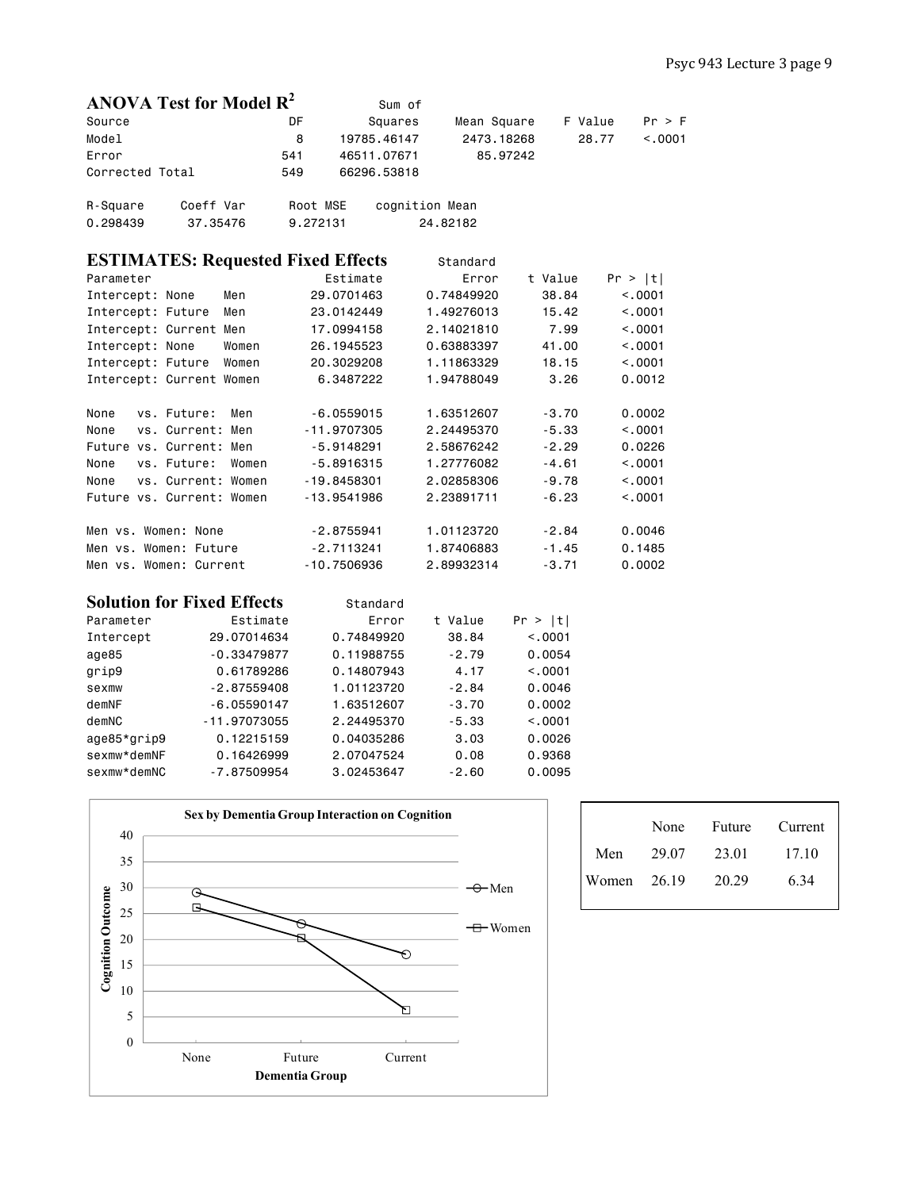### ANOVA Test for Model $R^2$

| Source | DF | Sum of Squares | Mean Square | F Value | Pr > F |
|---|---|---|---|---|---|
| Model | 8 | 19785.46147 | 2473.18268 | 28.77 | <.0001 |
| Error | 541 | 46511.07671 | 85.97242 | | |
| Corrected Total | 549 | 66296.53818 | | | |

| R-Square | Coeff Var | Root MSE | cognition Mean |
|---|---|---|---|
| 0.298439 | 37.35476 | 9.272131 | 24.82182 |

### ESTIMATES: Requested Fixed Effects

| Parameter | Estimate | Standard Error | t Value | Pr > \|t\| |
|---|---|---|---|---|
| Intercept: None Men | 29.0701463 | 0.74849920 | 38.84 | <.0001 |
| Intercept: Future Men | 23.0142449 | 1.49276013 | 15.42 | <.0001 |
| Intercept: Current Men | 17.0994158 | 2.14021810 | 7.99 | <.0001 |
| Intercept: None Women | 26.1945523 | 0.63883397 | 41.00 | <.0001 |
| Intercept: Future Women | 20.3029208 | 1.11863329 | 18.15 | <.0001 |
| Intercept: Current Women | 6.3487222 | 1.94788049 | 3.26 | 0.0012 |
| None vs. Future: Men | -6.0559015 | 1.63512607 | -3.70 | 0.0002 |
| None vs. Current: Men | -11.9707305 | 2.24495370 | -5.33 | <.0001 |
| Future vs. Current: Men | -5.9148291 | 2.58676242 | -2.29 | 0.0226 |
| None vs. Future: Women | -5.8916315 | 1.27776082 | -4.61 | <.0001 |
| None vs. Current: Women | -19.8458301 | 2.02858306 | -9.78 | <.0001 |
| Future vs. Current: Women | -13.9541986 | 2.23891711 | -6.23 | <.0001 |
| Men vs. Women: None | -2.8755941 | 1.01123720 | -2.84 | 0.0046 |
| Men vs. Women: Future | -2.7113241 | 1.87406883 | -1.45 | 0.1485 |
| Men vs. Women: Current | -10.7506936 | 2.89932314 | -3.71 | 0.0002 |

### Solution for Fixed Effects

| Parameter | Estimate | Standard Error | t Value | Pr > \|t\| |
|---|---|---|---|---|
| Intercept | 29.07014634 | 0.74849920 | 38.84 | <.0001 |
| age85 | -0.33479877 | 0.11988755 | -2.79 | 0.0054 |
| grip9 | 0.61789286 | 0.14807943 | 4.17 | <.0001 |
| sexmw | -2.87559408 | 1.01123720 | -2.84 | 0.0046 |
| demNF | -6.05590147 | 1.63512607 | -3.70 | 0.0002 |
| demNC | -11.97073055 | 2.24495370 | -5.33 | <.0001 |
| age85*grip9 | 0.12215159 | 0.04035286 | 3.03 | 0.0026 |
| sexmw*demNF | 0.16426999 | 2.07047524 | 0.08 | 0.9368 |
| sexmw*demNC | -7.87509954 | 3.02453647 | -2.60 | 0.0095 |

**Sex by Dementia Group Interaction on Cognition**

| | None | Future | Current |
|---|---|---|---|
| Men | 29.07 | 23.01 | 17.10 |
| Women | 26.19 | 20.29 | 6.34 |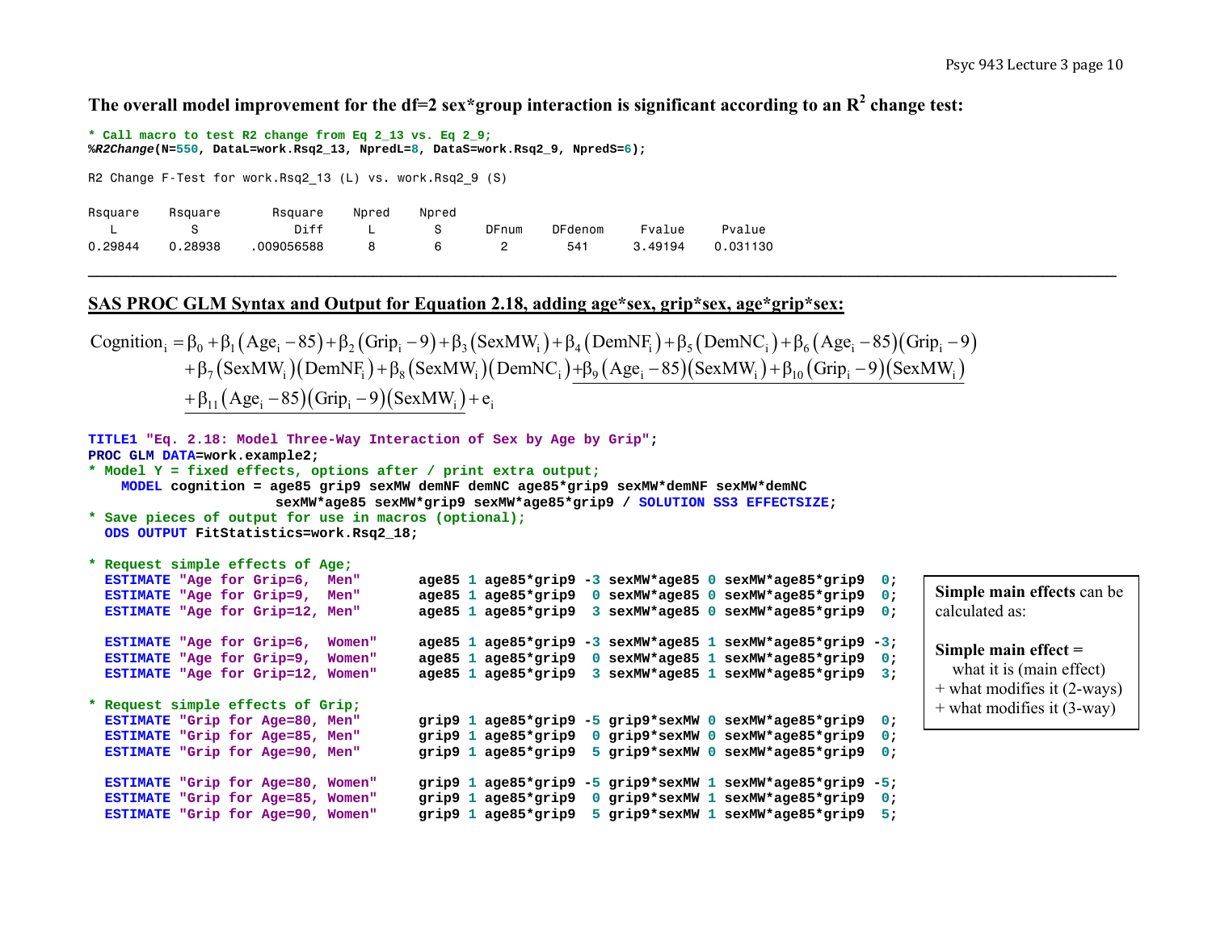**The overall model improvement for the df=2 sex*group interaction is significant according to an $R^2$ change test:**

```
* Call macro to test R2 change from Eq 2_13 vs. Eq 2_9;
%R2Change(N=550, DataL=work.Rsq2_13, NpredL=8, DataS=work.Rsq2_9, NpredS=6);
```

```
R2 Change F-Test for work.Rsq2_13 (L) vs. work.Rsq2_9 (S)

Rsquare    Rsquare       Rsquare     Npred     Npred
   L          S            Diff        L         S      DFnum     DFdenom     Fvalue      Pvalue
0.29844    0.28938    .009056588       8         6        2         541     3.49194    0.031130
```

---

## SAS PROC GLM Syntax and Output for Equation 2.18, adding age*sex, grip*sex, age*grip*sex:

$$
\begin{aligned}
\text{Cognition}_i = {} & \beta_0 + \beta_1(\text{Age}_i - 85) + \beta_2(\text{Grip}_i - 9) + \beta_3(\text{SexMW}_i) + \beta_4(\text{DemNF}_i) + \beta_5(\text{DemNC}_i) + \beta_6(\text{Age}_i - 85)(\text{Grip}_i - 9) \\
& + \beta_7(\text{SexMW}_i)(\text{DemNF}_i) + \beta_8(\text{SexMW}_i)(\text{DemNC}_i) + \underline{\beta_9(\text{Age}_i - 85)(\text{SexMW}_i) + \beta_{10}(\text{Grip}_i - 9)(\text{SexMW}_i)} \\
& \underline{+ \beta_{11}(\text{Age}_i - 85)(\text{Grip}_i - 9)(\text{SexMW}_i)} + e_i
\end{aligned}
$$

```
TITLE1 "Eq. 2.18: Model Three-Way Interaction of Sex by Age by Grip";
PROC GLM DATA=work.example2;
* Model Y = fixed effects, options after / print extra output;
    MODEL cognition = age85 grip9 sexMW demNF demNC age85*grip9 sexMW*demNF sexMW*demNC
                     sexMW*age85 sexMW*grip9 sexMW*age85*grip9 / SOLUTION SS3 EFFECTSIZE;
* Save pieces of output for use in macros (optional);
  ODS OUTPUT FitStatistics=work.Rsq2_18;

* Request simple effects of Age;
  ESTIMATE "Age for Grip=6,  Men"       age85 1 age85*grip9 -3 sexMW*age85 0 sexMW*age85*grip9  0;
  ESTIMATE "Age for Grip=9,  Men"       age85 1 age85*grip9  0 sexMW*age85 0 sexMW*age85*grip9  0;
  ESTIMATE "Age for Grip=12, Men"       age85 1 age85*grip9  3 sexMW*age85 0 sexMW*age85*grip9  0;

  ESTIMATE "Age for Grip=6,  Women"     age85 1 age85*grip9 -3 sexMW*age85 1 sexMW*age85*grip9 -3;
  ESTIMATE "Age for Grip=9,  Women"     age85 1 age85*grip9  0 sexMW*age85 1 sexMW*age85*grip9  0;
  ESTIMATE "Age for Grip=12, Women"     age85 1 age85*grip9  3 sexMW*age85 1 sexMW*age85*grip9  3;

* Request simple effects of Grip;
  ESTIMATE "Grip for Age=80, Men"       grip9 1 age85*grip9 -5 grip9*sexMW 0 sexMW*age85*grip9  0;
  ESTIMATE "Grip for Age=85, Men"       grip9 1 age85*grip9  0 grip9*sexMW 0 sexMW*age85*grip9  0;
  ESTIMATE "Grip for Age=90, Men"       grip9 1 age85*grip9  5 grip9*sexMW 0 sexMW*age85*grip9  0;

  ESTIMATE "Grip for Age=80, Women"     grip9 1 age85*grip9 -5 grip9*sexMW 1 sexMW*age85*grip9 -5;
  ESTIMATE "Grip for Age=85, Women"     grip9 1 age85*grip9  0 grip9*sexMW 1 sexMW*age85*grip9  0;
  ESTIMATE "Grip for Age=90, Women"     grip9 1 age85*grip9  5 grip9*sexMW 1 sexMW*age85*grip9  5;
```

> **Simple main effects** can be calculated as:
>
> **Simple main effect =**
> what it is (main effect)
> + what modifies it (2-ways)
> + what modifies it (3-way)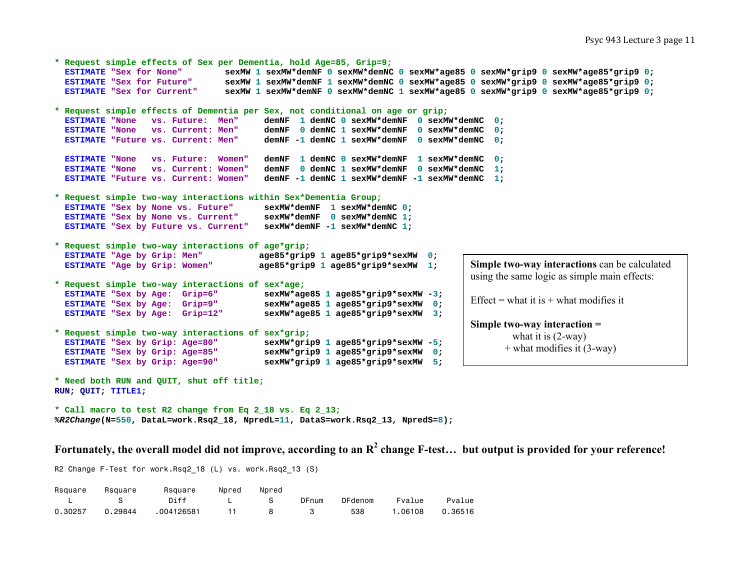```
* Request simple effects of Sex per Dementia, hold Age=85, Grip=9;
  ESTIMATE "Sex for None"        sexMW 1 sexMW*demNF 0 sexMW*demNC 0 sexMW*age85 0 sexMW*grip9 0 sexMW*age85*grip9 0;
  ESTIMATE "Sex for Future"      sexMW 1 sexMW*demNF 1 sexMW*demNC 0 sexMW*age85 0 sexMW*grip9 0 sexMW*age85*grip9 0;
  ESTIMATE "Sex for Current"     sexMW 1 sexMW*demNF 0 sexMW*demNC 1 sexMW*age85 0 sexMW*grip9 0 sexMW*age85*grip9 0;

* Request simple effects of Dementia per Sex, not conditional on age or grip;
  ESTIMATE "None   vs. Future:  Men"     demNF  1 demNC 0 sexMW*demNF  0 sexMW*demNC  0;
  ESTIMATE "None   vs. Current: Men"     demNF  0 demNC 1 sexMW*demNF  0 sexMW*demNC  0;
  ESTIMATE "Future vs. Current: Men"     demNF -1 demNC 1 sexMW*demNF  0 sexMW*demNC  0;

  ESTIMATE "None   vs. Future:  Women"   demNF  1 demNC 0 sexMW*demNF  1 sexMW*demNC  0;
  ESTIMATE "None   vs. Current: Women"   demNF  0 demNC 1 sexMW*demNF  0 sexMW*demNC  1;
  ESTIMATE "Future vs. Current: Women"   demNF -1 demNC 1 sexMW*demNF -1 sexMW*demNC  1;

* Request simple two-way interactions within Sex*Dementia Group;
  ESTIMATE "Sex by None vs. Future"      sexMW*demNF  1 sexMW*demNC 0;
  ESTIMATE "Sex by None vs. Current"     sexMW*demNF  0 sexMW*demNC 1;
  ESTIMATE "Sex by Future vs. Current"   sexMW*demNF -1 sexMW*demNC 1;

* Request simple two-way interactions of age*grip;
  ESTIMATE "Age by Grip: Men"           age85*grip9 1 age85*grip9*sexMW  0;
  ESTIMATE "Age by Grip: Women"         age85*grip9 1 age85*grip9*sexMW  1;

* Request simple two-way interactions of sex*age;
  ESTIMATE "Sex by Age:  Grip=6"         sexMW*age85 1 age85*grip9*sexMW -3;
  ESTIMATE "Sex by Age:  Grip=9"         sexMW*age85 1 age85*grip9*sexMW  0;
  ESTIMATE "Sex by Age:  Grip=12"        sexMW*age85 1 age85*grip9*sexMW  3;

* Request simple two-way interactions of sex*grip;
  ESTIMATE "Sex by Grip: Age=80"         sexMW*grip9 1 age85*grip9*sexMW -5;
  ESTIMATE "Sex by Grip: Age=85"         sexMW*grip9 1 age85*grip9*sexMW  0;
  ESTIMATE "Sex by Grip: Age=90"         sexMW*grip9 1 age85*grip9*sexMW  5;

* Need both RUN and QUIT, shut off title;
RUN; QUIT; TITLE1;

* Call macro to test R2 change from Eq 2_18 vs. Eq 2_13;
%R2Change(N=550, DataL=work.Rsq2_18, NpredL=11, DataS=work.Rsq2_13, NpredS=8);
```

**Simple two-way interactions** can be calculated using the same logic as simple main effects:

Effect = what it is + what modifies it

**Simple two-way interaction =**
what it is (2-way)
+ what modifies it (3-way)

**Fortunately, the overall model did not improve, according to an $R^2$ change F-test… but output is provided for your reference!**

R2 Change F-Test for work.Rsq2_18 (L) vs. work.Rsq2_13 (S)

| Rsquare L | Rsquare S | Rsquare Diff | Npred L | Npred S | DFnum | DFdenom | Fvalue | Pvalue |
|---|---|---|---|---|---|---|---|---|
| 0.30257 | 0.29844 | .004126581 | 11 | 8 | 3 | 538 | 1.06108 | 0.36516 |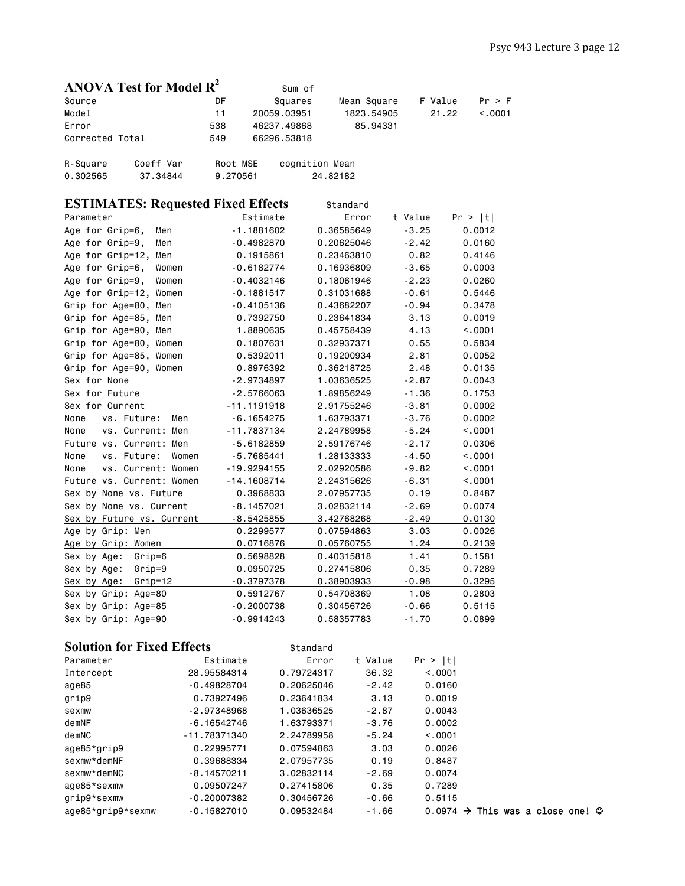## ANOVA Test for Model $R^2$

| Source | DF | Sum of Squares | Mean Square | F Value | Pr > F |
|---|---|---|---|---|---|
| Model | 11 | 20059.03951 | 1823.54905 | 21.22 | <.0001 |
| Error | 538 | 46237.49868 | 85.94331 | | |
| Corrected Total | 549 | 66296.53818 | | | |

| R-Square | Coeff Var | Root MSE | cognition Mean |
|---|---|---|---|
| 0.302565 | 37.34844 | 9.270561 | 24.82182 |

## ESTIMATES: Requested Fixed Effects

| Parameter | Estimate | Standard Error | t Value | Pr > \|t\| |
|---|---|---|---|---|
| Age for Grip=6, Men | -1.1881602 | 0.36585649 | -3.25 | 0.0012 |
| Age for Grip=9, Men | -0.4982870 | 0.20625046 | -2.42 | 0.0160 |
| Age for Grip=12, Men | 0.1915861 | 0.23463810 | 0.82 | 0.4146 |
| Age for Grip=6, Women | -0.6182774 | 0.16936809 | -3.65 | 0.0003 |
| Age for Grip=9, Women | -0.4032146 | 0.18061946 | -2.23 | 0.0260 |
| Age for Grip=12, Women | -0.1881517 | 0.31031688 | -0.61 | 0.5446 |
| Grip for Age=80, Men | -0.4105136 | 0.43682207 | -0.94 | 0.3478 |
| Grip for Age=85, Men | 0.7392750 | 0.23641834 | 3.13 | 0.0019 |
| Grip for Age=90, Men | 1.8890635 | 0.45758439 | 4.13 | <.0001 |
| Grip for Age=80, Women | 0.1807631 | 0.32937371 | 0.55 | 0.5834 |
| Grip for Age=85, Women | 0.5392011 | 0.19200934 | 2.81 | 0.0052 |
| Grip for Age=90, Women | 0.8976392 | 0.36218725 | 2.48 | 0.0135 |
| Sex for None | -2.9734897 | 1.03636525 | -2.87 | 0.0043 |
| Sex for Future | -2.5766063 | 1.89856249 | -1.36 | 0.1753 |
| Sex for Current | -11.1191918 | 2.91755246 | -3.81 | 0.0002 |
| None vs. Future: Men | -6.1654275 | 1.63793371 | -3.76 | 0.0002 |
| None vs. Current: Men | -11.7837134 | 2.24789958 | -5.24 | <.0001 |
| Future vs. Current: Men | -5.6182859 | 2.59176746 | -2.17 | 0.0306 |
| None vs. Future: Women | -5.7685441 | 1.28133333 | -4.50 | <.0001 |
| None vs. Current: Women | -19.9294155 | 2.02920586 | -9.82 | <.0001 |
| Future vs. Current: Women | -14.1608714 | 2.24315626 | -6.31 | <.0001 |
| Sex by None vs. Future | 0.3968833 | 2.07957735 | 0.19 | 0.8487 |
| Sex by None vs. Current | -8.1457021 | 3.02832114 | -2.69 | 0.0074 |
| Sex by Future vs. Current | -8.5425855 | 3.42768268 | -2.49 | 0.0130 |
| Age by Grip: Men | 0.2299577 | 0.07594863 | 3.03 | 0.0026 |
| Age by Grip: Women | 0.0716876 | 0.05760755 | 1.24 | 0.2139 |
| Sex by Age: Grip=6 | 0.5698828 | 0.40315818 | 1.41 | 0.1581 |
| Sex by Age: Grip=9 | 0.0950725 | 0.27415806 | 0.35 | 0.7289 |
| Sex by Age: Grip=12 | -0.3797378 | 0.38903933 | -0.98 | 0.3295 |
| Sex by Grip: Age=80 | 0.5912767 | 0.54708369 | 1.08 | 0.2803 |
| Sex by Grip: Age=85 | -0.2000738 | 0.30456726 | -0.66 | 0.5115 |
| Sex by Grip: Age=90 | -0.9914243 | 0.58357783 | -1.70 | 0.0899 |

## Solution for Fixed Effects

| Parameter | Estimate | Standard Error | t Value | Pr > \|t\| |
|---|---|---|---|---|
| Intercept | 28.95584314 | 0.79724317 | 36.32 | <.0001 |
| age85 | -0.49828704 | 0.20625046 | -2.42 | 0.0160 |
| grip9 | 0.73927496 | 0.23641834 | 3.13 | 0.0019 |
| sexmw | -2.97348968 | 1.03636525 | -2.87 | 0.0043 |
| demNF | -6.16542746 | 1.63793371 | -3.76 | 0.0002 |
| demNC | -11.78371340 | 2.24789958 | -5.24 | <.0001 |
| age85*grip9 | 0.22995771 | 0.07594863 | 3.03 | 0.0026 |
| sexmw*demNF | 0.39688334 | 2.07957735 | 0.19 | 0.8487 |
| sexmw*demNC | -8.14570211 | 3.02832114 | -2.69 | 0.0074 |
| age85*sexmw | 0.09507247 | 0.27415806 | 0.35 | 0.7289 |
| grip9*sexmw | -0.20007382 | 0.30456726 | -0.66 | 0.5115 |
| age85*grip9*sexmw | -0.15827010 | 0.09532484 | -1.66 | 0.0974 → **This was a close one! ☺** |